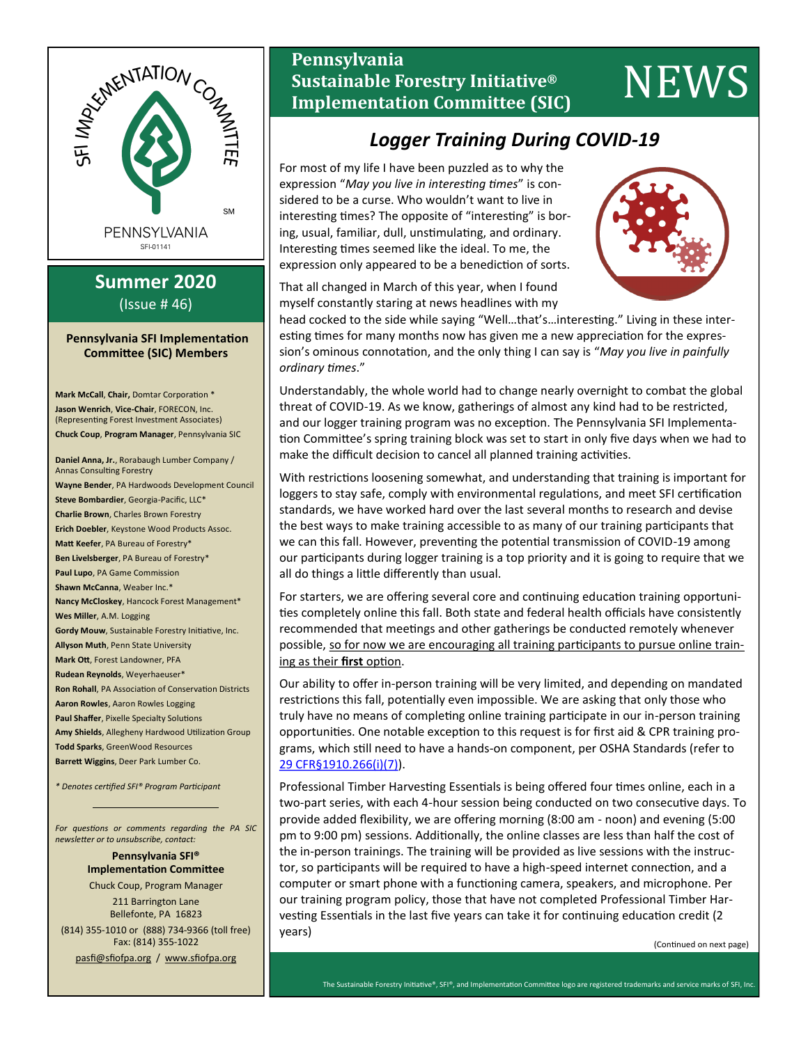SFI IMPLEMENTATION COMMITTEE

PENNSYLVANIA

SFI-01141

## Summer 2020
(Issue # 46)

### Pennsylvania SFI Implementation Committee (SIC) Members

**Mark McCall**, **Chair,** Domtar Corporation *
**Jason Wenrich**, **Vice-Chair**, FORECON, Inc. (Representing Forest Investment Associates)
**Chuck Coup**, **Program Manager**, Pennsylvania SIC

**Daniel Anna, Jr.**, Rorabaugh Lumber Company / Annas Consulting Forestry
**Wayne Bender**, PA Hardwoods Development Council
**Steve Bombardier**, Georgia-Pacific, LLC*
**Charlie Brown**, Charles Brown Forestry
**Erich Doebler**, Keystone Wood Products Assoc.
**Matt Keefer**, PA Bureau of Forestry*
**Ben Livelsberger**, PA Bureau of Forestry*
**Paul Lupo**, PA Game Commission
**Shawn McCanna**, Weaber Inc.*
**Nancy McCloskey**, Hancock Forest Management*
**Wes Miller**, A.M. Logging
**Gordy Mouw**, Sustainable Forestry Initiative, Inc.
**Allyson Muth**, Penn State University
**Mark Ott**, Forest Landowner, PFA
**Rudean Reynolds**, Weyerhaeuser*
**Ron Rohall**, PA Association of Conservation Districts
**Aaron Rowles**, Aaron Rowles Logging
**Paul Shaffer**, Pixelle Specialty Solutions
**Amy Shields**, Allegheny Hardwood Utilization Group
**Todd Sparks**, GreenWood Resources
**Barrett Wiggins**, Deer Park Lumber Co.

*\* Denotes certified SFI® Program Participant*

*For questions or comments regarding the PA SIC newsletter or to unsubscribe, contact:*

**Pennsylvania SFI® Implementation Committee**
Chuck Coup, Program Manager
211 Barrington Lane
Bellefonte, PA 16823
(814) 355-1010 or (888) 734-9366 (toll free)
Fax: (814) 355-1022
pasfi@sfiofpa.org / www.sfiofpa.org

# Pennsylvania Sustainable Forestry Initiative® Implementation Committee (SIC) NEWS

## *Logger Training During COVID-19*

For most of my life I have been puzzled as to why the expression "*May you live in interesting times*" is considered to be a curse. Who wouldn't want to live in interesting times? The opposite of "interesting" is boring, usual, familiar, dull, unstimulating, and ordinary. Interesting times seemed like the ideal. To me, the expression only appeared to be a benediction of sorts.

That all changed in March of this year, when I found myself constantly staring at news headlines with my head cocked to the side while saying "Well…that's…interesting." Living in these interesting times for many months now has given me a new appreciation for the expression's ominous connotation, and the only thing I can say is "*May you live in painfully ordinary times*."

Understandably, the whole world had to change nearly overnight to combat the global threat of COVID-19. As we know, gatherings of almost any kind had to be restricted, and our logger training program was no exception. The Pennsylvania SFI Implementation Committee's spring training block was set to start in only five days when we had to make the difficult decision to cancel all planned training activities.

With restrictions loosening somewhat, and understanding that training is important for loggers to stay safe, comply with environmental regulations, and meet SFI certification standards, we have worked hard over the last several months to research and devise the best ways to make training accessible to as many of our training participants that we can this fall. However, preventing the potential transmission of COVID-19 among our participants during logger training is a top priority and it is going to require that we all do things a little differently than usual.

For starters, we are offering several core and continuing education training opportunities completely online this fall. Both state and federal health officials have consistently recommended that meetings and other gatherings be conducted remotely whenever possible, so for now we are encouraging all training participants to pursue online training as their **first** option.

Our ability to offer in-person training will be very limited, and depending on mandated restrictions this fall, potentially even impossible. We are asking that only those who truly have no means of completing online training participate in our in-person training opportunities. One notable exception to this request is for first aid & CPR training programs, which still need to have a hands-on component, per OSHA Standards (refer to 29 CFR§1910.266(i)(7)).

Professional Timber Harvesting Essentials is being offered four times online, each in a two-part series, with each 4-hour session being conducted on two consecutive days. To provide added flexibility, we are offering morning (8:00 am - noon) and evening (5:00 pm to 9:00 pm) sessions. Additionally, the online classes are less than half the cost of the in-person trainings. The training will be provided as live sessions with the instructor, so participants will be required to have a high-speed internet connection, and a computer or smart phone with a functioning camera, speakers, and microphone. Per our training program policy, those that have not completed Professional Timber Harvesting Essentials in the last five years can take it for continuing education credit (2 years)

(Continued on next page)

The Sustainable Forestry Initiative®, SFI®, and Implementation Committee logo are registered trademarks and service marks of SFI, Inc.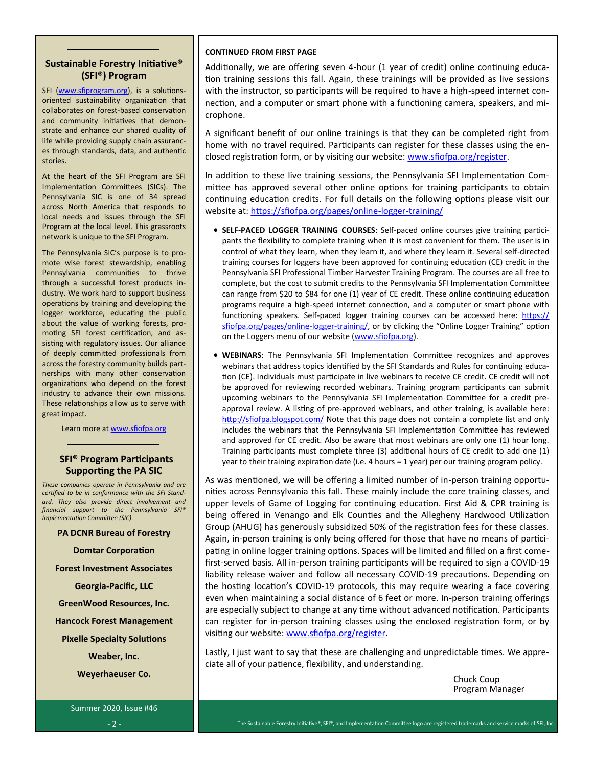## Sustainable Forestry Initiative® (SFI®) Program

SFI (www.sfiprogram.org), is a solutions-oriented sustainability organization that collaborates on forest-based conservation and community initiatives that demonstrate and enhance our shared quality of life while providing supply chain assurances through standards, data, and authentic stories.

At the heart of the SFI Program are SFI Implementation Committees (SICs). The Pennsylvania SIC is one of 34 spread across North America that responds to local needs and issues through the SFI Program at the local level. This grassroots network is unique to the SFI Program.

The Pennsylvania SIC's purpose is to promote wise forest stewardship, enabling Pennsylvania communities to thrive through a successful forest products industry. We work hard to support business operations by training and developing the logger workforce, educating the public about the value of working forests, promoting SFI forest certification, and assisting with regulatory issues. Our alliance of deeply committed professionals from across the forestry community builds partnerships with many other conservation organizations who depend on the forest industry to advance their own missions. These relationships allow us to serve with great impact.

Learn more at www.sfiofpa.org

## SFI® Program Participants Supporting the PA SIC

*These companies operate in Pennsylvania and are certified to be in conformance with the SFI Standard. They also provide direct involvement and financial support to the Pennsylvania SFI® Implementation Committee (SIC).*

**PA DCNR Bureau of Forestry**

**Domtar Corporation**

**Forest Investment Associates**

**Georgia-Pacific, LLC**

**GreenWood Resources, Inc.**

**Hancock Forest Management**

**Pixelle Specialty Solutions**

**Weaber, Inc.**

**Weyerhaeuser Co.**

Summer 2020, Issue #46

**CONTINUED FROM FIRST PAGE**

Additionally, we are offering seven 4-hour (1 year of credit) online continuing education training sessions this fall. Again, these trainings will be provided as live sessions with the instructor, so participants will be required to have a high-speed internet connection, and a computer or smart phone with a functioning camera, speakers, and microphone.

A significant benefit of our online trainings is that they can be completed right from home with no travel required. Participants can register for these classes using the enclosed registration form, or by visiting our website: www.sfiofpa.org/register.

In addition to these live training sessions, the Pennsylvania SFI Implementation Committee has approved several other online options for training participants to obtain continuing education credits. For full details on the following options please visit our website at: https://sfiofpa.org/pages/online-logger-training/

- **SELF-PACED LOGGER TRAINING COURSES**: Self-paced online courses give training participants the flexibility to complete training when it is most convenient for them. The user is in control of what they learn, when they learn it, and where they learn it. Several self-directed training courses for loggers have been approved for continuing education (CE) credit in the Pennsylvania SFI Professional Timber Harvester Training Program. The courses are all free to complete, but the cost to submit credits to the Pennsylvania SFI Implementation Committee can range from $20 to $84 for one (1) year of CE credit. These online continuing education programs require a high-speed internet connection, and a computer or smart phone with functioning speakers. Self-paced logger training courses can be accessed here: https://sfiofpa.org/pages/online-logger-training/, or by clicking the "Online Logger Training" option on the Loggers menu of our website (www.sfiofpa.org).

- **WEBINARS**: The Pennsylvania SFI Implementation Committee recognizes and approves webinars that address topics identified by the SFI Standards and Rules for continuing education (CE). Individuals must participate in live webinars to receive CE credit. CE credit will not be approved for reviewing recorded webinars. Training program participants can submit upcoming webinars to the Pennsylvania SFI Implementation Committee for a credit pre-approval review. A listing of pre-approved webinars, and other training, is available here: http://sfiofpa.blogspot.com/ Note that this page does not contain a complete list and only includes the webinars that the Pennsylvania SFI Implementation Committee has reviewed and approved for CE credit. Also be aware that most webinars are only one (1) hour long. Training participants must complete three (3) additional hours of CE credit to add one (1) year to their training expiration date (i.e. 4 hours = 1 year) per our training program policy.

As was mentioned, we will be offering a limited number of in-person training opportunities across Pennsylvania this fall. These mainly include the core training classes, and upper levels of Game of Logging for continuing education. First Aid & CPR training is being offered in Venango and Elk Counties and the Allegheny Hardwood Utilization Group (AHUG) has generously subsidized 50% of the registration fees for these classes. Again, in-person training is only being offered for those that have no means of participating in online logger training options. Spaces will be limited and filled on a first come-first-served basis. All in-person training participants will be required to sign a COVID-19 liability release waiver and follow all necessary COVID-19 precautions. Depending on the hosting location's COVID-19 protocols, this may require wearing a face covering even when maintaining a social distance of 6 feet or more. In-person training offerings are especially subject to change at any time without advanced notification. Participants can register for in-person training classes using the enclosed registration form, or by visiting our website: www.sfiofpa.org/register.

Lastly, I just want to say that these are challenging and unpredictable times. We appreciate all of your patience, flexibility, and understanding.

Chuck Coup
Program Manager

The Sustainable Forestry Initiative®, SFI®, and Implementation Committee logo are registered trademarks and service marks of SFI, Inc.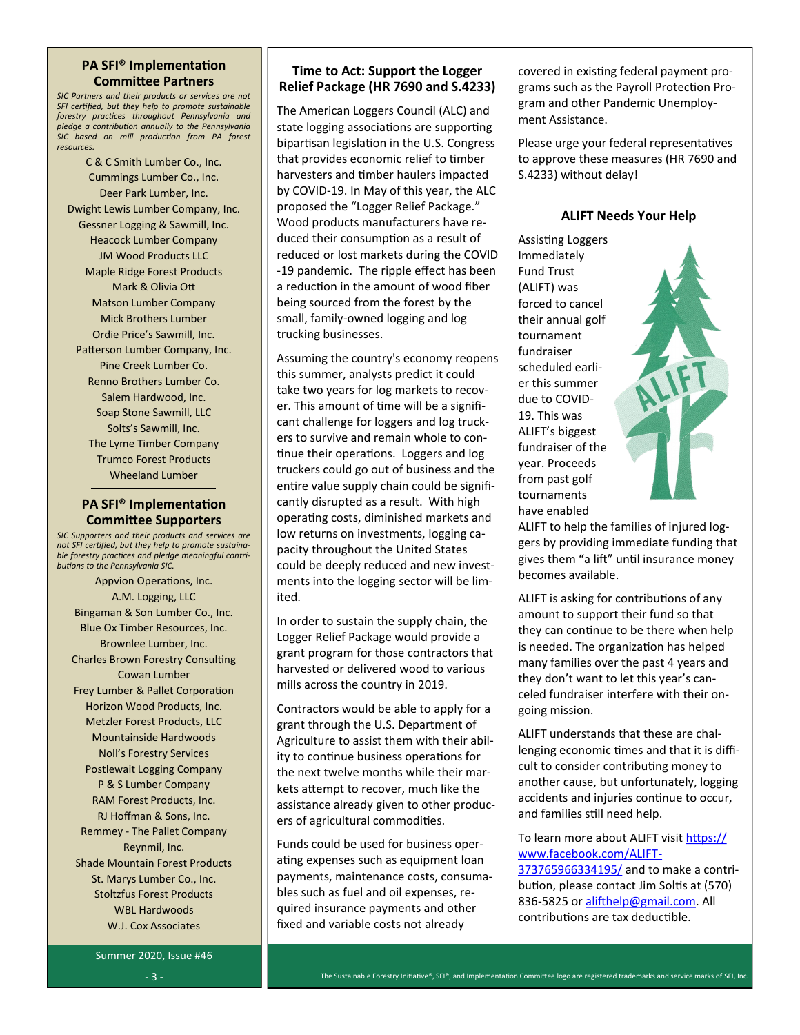## PA SFI® Implementation Committee Partners

*SIC Partners and their products or services are not SFI certified, but they help to promote sustainable forestry practices throughout Pennsylvania and pledge a contribution annually to the Pennsylvania SIC based on mill production from PA forest resources.*

C & C Smith Lumber Co., Inc.
Cummings Lumber Co., Inc.
Deer Park Lumber, Inc.
Dwight Lewis Lumber Company, Inc.
Gessner Logging & Sawmill, Inc.
Heacock Lumber Company
JM Wood Products LLC
Maple Ridge Forest Products
Mark & Olivia Ott
Matson Lumber Company
Mick Brothers Lumber
Ordie Price's Sawmill, Inc.
Patterson Lumber Company, Inc.
Pine Creek Lumber Co.
Renno Brothers Lumber Co.
Salem Hardwood, Inc.
Soap Stone Sawmill, LLC
Solts's Sawmill, Inc.
The Lyme Timber Company
Trumco Forest Products
Wheeland Lumber

## PA SFI® Implementation Committee Supporters

*SIC Supporters and their products and services are not SFI certified, but they help to promote sustainable forestry practices and pledge meaningful contributions to the Pennsylvania SIC.*

Appvion Operations, Inc.
A.M. Logging, LLC
Bingaman & Son Lumber Co., Inc.
Blue Ox Timber Resources, Inc.
Brownlee Lumber, Inc.
Charles Brown Forestry Consulting
Cowan Lumber
Frey Lumber & Pallet Corporation
Horizon Wood Products, Inc.
Metzler Forest Products, LLC
Mountainside Hardwoods
Noll's Forestry Services
Postlewait Logging Company
P & S Lumber Company
RAM Forest Products, Inc.
RJ Hoffman & Sons, Inc.
Remmey - The Pallet Company
Reynmil, Inc.
Shade Mountain Forest Products
St. Marys Lumber Co., Inc.
Stoltzfus Forest Products
WBL Hardwoods
W.J. Cox Associates

Summer 2020, Issue #46

## Time to Act: Support the Logger Relief Package (HR 7690 and S.4233)

The American Loggers Council (ALC) and state logging associations are supporting bipartisan legislation in the U.S. Congress that provides economic relief to timber harvesters and timber haulers impacted by COVID-19. In May of this year, the ALC proposed the "Logger Relief Package." Wood products manufacturers have reduced their consumption as a result of reduced or lost markets during the COVID-19 pandemic. The ripple effect has been a reduction in the amount of wood fiber being sourced from the forest by the small, family-owned logging and log trucking businesses.

Assuming the country's economy reopens this summer, analysts predict it could take two years for log markets to recover. This amount of time will be a significant challenge for loggers and log truckers to survive and remain whole to continue their operations. Loggers and log truckers could go out of business and the entire value supply chain could be significantly disrupted as a result. With high operating costs, diminished markets and low returns on investments, logging capacity throughout the United States could be deeply reduced and new investments into the logging sector will be limited.

In order to sustain the supply chain, the Logger Relief Package would provide a grant program for those contractors that harvested or delivered wood to various mills across the country in 2019.

Contractors would be able to apply for a grant through the U.S. Department of Agriculture to assist them with their ability to continue business operations for the next twelve months while their markets attempt to recover, much like the assistance already given to other producers of agricultural commodities.

Funds could be used for business operating expenses such as equipment loan payments, maintenance costs, consumables such as fuel and oil expenses, required insurance payments and other fixed and variable costs not already covered in existing federal payment programs such as the Payroll Protection Program and other Pandemic Unemployment Assistance.

Please urge your federal representatives to approve these measures (HR 7690 and S.4233) without delay!

## ALIFT Needs Your Help

Assisting Loggers Immediately Fund Trust (ALIFT) was forced to cancel their annual golf tournament fundraiser scheduled earlier this summer due to COVID-19. This was ALIFT's biggest fundraiser of the year. Proceeds from past golf tournaments have enabled ALIFT to help the families of injured loggers by providing immediate funding that gives them "a lift" until insurance money becomes available.

ALIFT is asking for contributions of any amount to support their fund so that they can continue to be there when help is needed. The organization has helped many families over the past 4 years and they don't want to let this year's canceled fundraiser interfere with their ongoing mission.

ALIFT understands that these are challenging economic times and that it is difficult to consider contributing money to another cause, but unfortunately, logging accidents and injuries continue to occur, and families still need help.

To learn more about ALIFT visit https://www.facebook.com/ALIFT-373765966334195/ and to make a contribution, please contact Jim Soltis at (570) 836-5825 or alifthelp@gmail.com. All contributions are tax deductible.

The Sustainable Forestry Initiative®, SFI®, and Implementation Committee logo are registered trademarks and service marks of SFI, Inc.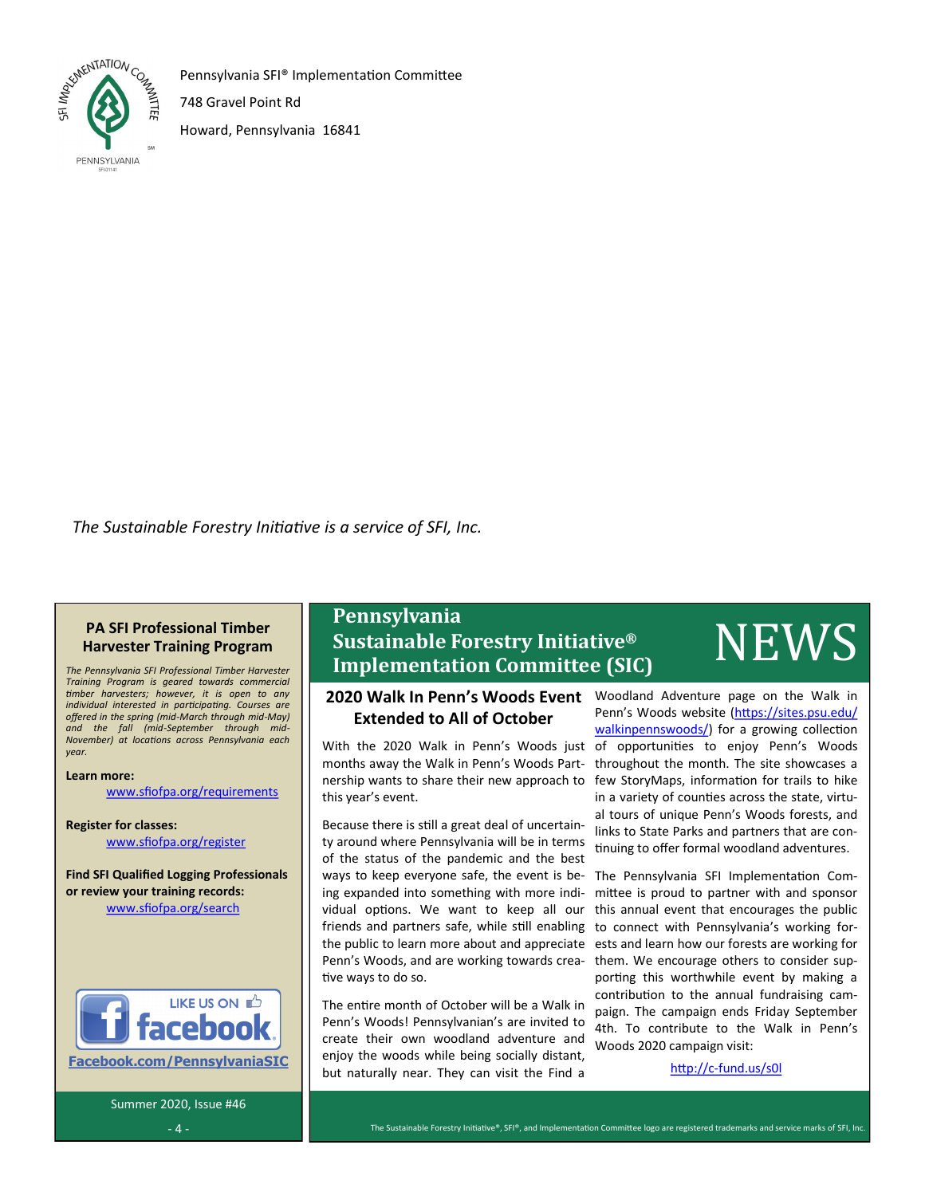Pennsylvania SFI® Implementation Committee

748 Gravel Point Rd

Howard, Pennsylvania 16841

*The Sustainable Forestry Initiative is a service of SFI, Inc.*

### PA SFI Professional Timber Harvester Training Program

*The Pennsylvania SFI Professional Timber Harvester Training Program is geared towards commercial timber harvesters; however, it is open to any individual interested in participating. Courses are offered in the spring (mid-March through mid-May) and the fall (mid-September through mid-November) at locations across Pennsylvania each year.*

**Learn more:**
www.sfiofpa.org/requirements

**Register for classes:**
www.sfiofpa.org/register

**Find SFI Qualified Logging Professionals or review your training records:**
www.sfiofpa.org/search

LIKE US ON facebook

**Facebook.com/PennsylvaniaSIC**

Summer 2020, Issue #46

# Pennsylvania Sustainable Forestry Initiative® Implementation Committee (SIC) NEWS

## 2020 Walk In Penn's Woods Event Extended to All of October

With the 2020 Walk in Penn's Woods just months away the Walk in Penn's Woods Partnership wants to share their new approach to this year's event.

Because there is still a great deal of uncertainty around where Pennsylvania will be in terms of the status of the pandemic and the best ways to keep everyone safe, the event is being expanded into something with more individual options. We want to keep all our friends and partners safe, while still enabling the public to learn more about and appreciate Penn's Woods, and are working towards creative ways to do so.

The entire month of October will be a Walk in Penn's Woods! Pennsylvanian's are invited to create their own woodland adventure and enjoy the woods while being socially distant, but naturally near. They can visit the Find a Woodland Adventure page on the Walk in Penn's Woods website (https://sites.psu.edu/walkinpennswoods/) for a growing collection of opportunities to enjoy Penn's Woods throughout the month. The site showcases a few StoryMaps, information for trails to hike in a variety of counties across the state, virtual tours of unique Penn's Woods forests, and links to State Parks and partners that are continuing to offer formal woodland adventures.

The Pennsylvania SFI Implementation Committee is proud to partner with and sponsor this annual event that encourages the public to connect with Pennsylvania's working forests and learn how our forests are working for them. We encourage others to consider supporting this worthwhile event by making a contribution to the annual fundraising campaign. The campaign ends Friday September 4th. To contribute to the Walk in Penn's Woods 2020 campaign visit:

http://c-fund.us/s0l

The Sustainable Forestry Initiative®, SFI®, and Implementation Committee logo are registered trademarks and service marks of SFI, Inc.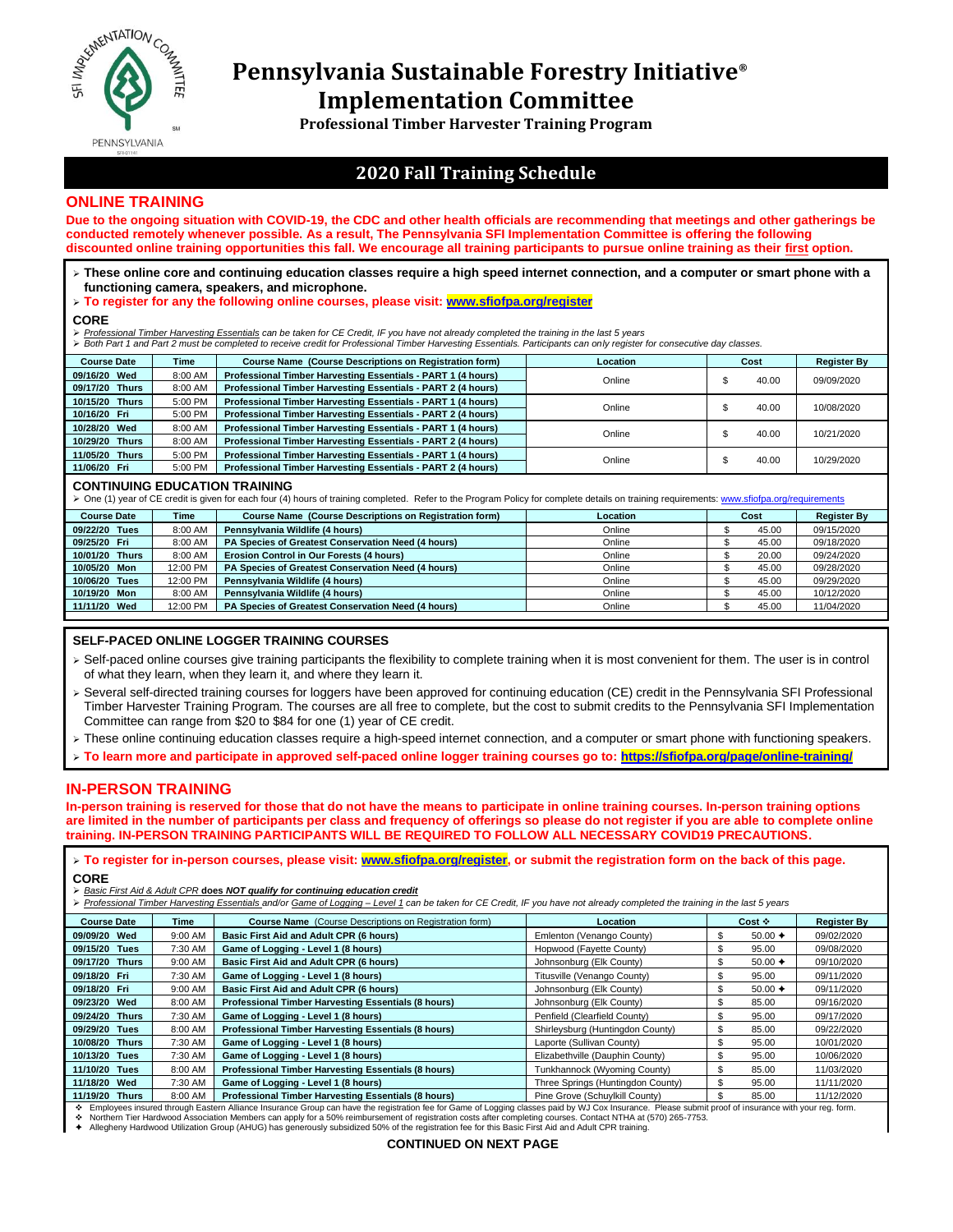# Pennsylvania Sustainable Forestry Initiative® Implementation Committee

**Professional Timber Harvester Training Program**

## 2020 Fall Training Schedule

## ONLINE TRAINING

**Due to the ongoing situation with COVID-19, the CDC and other health officials are recommending that meetings and other gatherings be conducted remotely whenever possible. As a result, The Pennsylvania SFI Implementation Committee is offering the following discounted online training opportunities this fall. We encourage all training participants to pursue online training as their first option.**

- **These online core and continuing education classes require a high speed internet connection, and a computer or smart phone with a functioning camera, speakers, and microphone.**
- **To register for any the following online courses, please visit: www.sfiofpa.org/register**

### CORE

- *Professional Timber Harvesting Essentials can be taken for CE Credit, IF you have not already completed the training in the last 5 years*
- *Both Part 1 and Part 2 must be completed to receive credit for Professional Timber Harvesting Essentials. Participants can only register for consecutive day classes.*

| Course Date | Time | Course Name (Course Descriptions on Registration form) | Location | Cost | Register By |
|---|---|---|---|---|---|
| 09/16/20 Wed | 8:00 AM | Professional Timber Harvesting Essentials - PART 1 (4 hours) | Online | $ 40.00 | 09/09/2020 |
| 09/17/20 Thurs | 8:00 AM | Professional Timber Harvesting Essentials - PART 2 (4 hours) | | | |
| 10/15/20 Thurs | 5:00 PM | Professional Timber Harvesting Essentials - PART 1 (4 hours) | Online | $ 40.00 | 10/08/2020 |
| 10/16/20 Fri | 5:00 PM | Professional Timber Harvesting Essentials - PART 2 (4 hours) | | | |
| 10/28/20 Wed | 8:00 AM | Professional Timber Harvesting Essentials - PART 1 (4 hours) | Online | $ 40.00 | 10/21/2020 |
| 10/29/20 Thurs | 8:00 AM | Professional Timber Harvesting Essentials - PART 2 (4 hours) | | | |
| 11/05/20 Thurs | 5:00 PM | Professional Timber Harvesting Essentials - PART 1 (4 hours) | Online | $ 40.00 | 10/29/2020 |
| 11/06/20 Fri | 5:00 PM | Professional Timber Harvesting Essentials - PART 2 (4 hours) | | | |

### CONTINUING EDUCATION TRAINING

- One (1) year of CE credit is given for each four (4) hours of training completed. Refer to the Program Policy for complete details on training requirements: www.sfiofpa.org/requirements

| Course Date | Time | Course Name (Course Descriptions on Registration form) | Location | Cost | Register By |
|---|---|---|---|---|---|
| 09/22/20 Tues | 8:00 AM | Pennsylvania Wildlife (4 hours) | Online | $ 45.00 | 09/15/2020 |
| 09/25/20 Fri | 8:00 AM | PA Species of Greatest Conservation Need (4 hours) | Online | $ 45.00 | 09/18/2020 |
| 10/01/20 Thurs | 8:00 AM | Erosion Control in Our Forests (4 hours) | Online | $ 20.00 | 09/24/2020 |
| 10/05/20 Mon | 12:00 PM | PA Species of Greatest Conservation Need (4 hours) | Online | $ 45.00 | 09/28/2020 |
| 10/06/20 Tues | 12:00 PM | Pennsylvania Wildlife (4 hours) | Online | $ 45.00 | 09/29/2020 |
| 10/19/20 Mon | 8:00 AM | Pennsylvania Wildlife (4 hours) | Online | $ 45.00 | 10/12/2020 |
| 11/11/20 Wed | 12:00 PM | PA Species of Greatest Conservation Need (4 hours) | Online | $ 45.00 | 11/04/2020 |

### SELF-PACED ONLINE LOGGER TRAINING COURSES

- Self-paced online courses give training participants the flexibility to complete training when it is most convenient for them. The user is in control of what they learn, when they learn it, and where they learn it.
- Several self-directed training courses for loggers have been approved for continuing education (CE) credit in the Pennsylvania SFI Professional Timber Harvester Training Program. The courses are all free to complete, but the cost to submit credits to the Pennsylvania SFI Implementation Committee can range from $20 to $84 for one (1) year of CE credit.
- These online continuing education classes require a high-speed internet connection, and a computer or smart phone with functioning speakers.
- **To learn more and participate in approved self-paced online logger training courses go to: https://sfiofpa.org/page/online-training/**

## IN-PERSON TRAINING

**In-person training is reserved for those that do not have the means to participate in online training courses. In-person training options are limited in the number of participants per class and frequency of offerings so please do not register if you are able to complete online training. IN-PERSON TRAINING PARTICIPANTS WILL BE REQUIRED TO FOLLOW ALL NECESSARY COVID19 PRECAUTIONS.**

- **To register for in-person courses, please visit: www.sfiofpa.org/register, or submit the registration form on the back of this page.**

### CORE

- *Basic First Aid & Adult CPR* **does *NOT qualify for continuing education credit***
- *Professional Timber Harvesting Essentials and/or Game of Logging – Level 1 can be taken for CE Credit, IF you have not already completed the training in the last 5 years*

| Course Date | Time | Course Name (Course Descriptions on Registration form) | Location | Cost ❖ | Register By |
|---|---|---|---|---|---|
| 09/09/20 Wed | 9:00 AM | Basic First Aid and Adult CPR (6 hours) | Emlenton (Venango County) | $ 50.00 ✦ | 09/02/2020 |
| 09/15/20 Tues | 7:30 AM | Game of Logging - Level 1 (8 hours) | Hopwood (Fayette County) | $ 95.00 | 09/08/2020 |
| 09/17/20 Thurs | 9:00 AM | Basic First Aid and Adult CPR (6 hours) | Johnsonburg (Elk County) | $ 50.00 ✦ | 09/10/2020 |
| 09/18/20 Fri | 7:30 AM | Game of Logging - Level 1 (8 hours) | Titusville (Venango County) | $ 95.00 | 09/11/2020 |
| 09/18/20 Fri | 9:00 AM | Basic First Aid and Adult CPR (6 hours) | Johnsonburg (Elk County) | $ 50.00 ✦ | 09/11/2020 |
| 09/23/20 Wed | 8:00 AM | Professional Timber Harvesting Essentials (8 hours) | Johnsonburg (Elk County) | $ 85.00 | 09/16/2020 |
| 09/24/20 Thurs | 7:30 AM | Game of Logging - Level 1 (8 hours) | Penfield (Clearfield County) | $ 95.00 | 09/17/2020 |
| 09/29/20 Tues | 8:00 AM | Professional Timber Harvesting Essentials (8 hours) | Shirleysburg (Huntingdon County) | $ 85.00 | 09/22/2020 |
| 10/08/20 Thurs | 7:30 AM | Game of Logging - Level 1 (8 hours) | Laporte (Sullivan County) | $ 95.00 | 10/01/2020 |
| 10/13/20 Tues | 7:30 AM | Game of Logging - Level 1 (8 hours) | Elizabethville (Dauphin County) | $ 95.00 | 10/06/2020 |
| 11/10/20 Tues | 8:00 AM | Professional Timber Harvesting Essentials (8 hours) | Tunkhannock (Wyoming County) | $ 85.00 | 11/03/2020 |
| 11/18/20 Wed | 7:30 AM | Game of Logging - Level 1 (8 hours) | Three Springs (Huntingdon County) | $ 95.00 | 11/11/2020 |
| 11/19/20 Thurs | 8:00 AM | Professional Timber Harvesting Essentials (8 hours) | Pine Grove (Schuylkill County) | $ 85.00 | 11/12/2020 |

❖ Employees insured through Eastern Alliance Insurance Group can have the registration fee for Game of Logging classes paid by WJ Cox Insurance. Please submit proof of insurance with your reg. form.
❖ Northern Tier Hardwood Association Members can apply for a 50% reimbursement of registration costs after completing courses. Contact NTHA at (570) 265-7753.
✦ Allegheny Hardwood Utilization Group (AHUG) has generously subsidized 50% of the registration fee for this Basic First Aid and Adult CPR training.

**CONTINUED ON NEXT PAGE**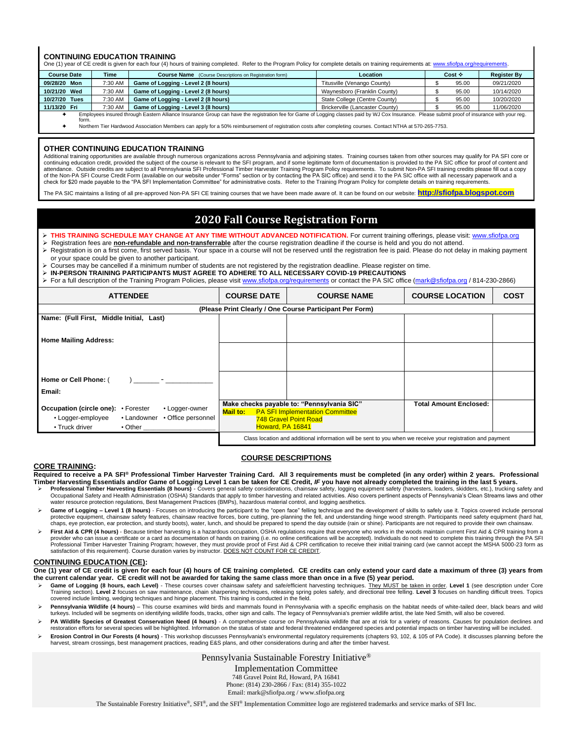## CONTINUING EDUCATION TRAINING

One (1) year of CE credit is given for each four (4) hours of training completed. Refer to the Program Policy for complete details on training requirements at: www.sfiofpa.org/requirements.

| Course Date | Time | Course Name (Course Descriptions on Registration form) | Location | Cost ❖ | Register By |
|---|---|---|---|---|---|
| 09/28/20 Mon | 7:30 AM | Game of Logging - Level 2 (8 hours) | Titusville (Venango County) | $ 95.00 | 09/21/2020 |
| 10/21/20 Wed | 7:30 AM | Game of Logging - Level 2 (8 hours) | Waynesboro (Franklin County) | $ 95.00 | 10/14/2020 |
| 10/27/20 Tues | 7:30 AM | Game of Logging - Level 2 (8 hours) | State College (Centre County) | $ 95.00 | 10/20/2020 |
| 11/13/20 Fri | 7:30 AM | Game of Logging - Level 3 (8 hours) | Brickerville (Lancaster County) | $ 95.00 | 11/06/2020 |

- ✦ Employees insured through Eastern Alliance Insurance Group can have the registration fee for Game of Logging classes paid by WJ Cox Insurance. Please submit proof of insurance with your reg. form.
- ✦ Northern Tier Hardwood Association Members can apply for a 50% reimbursement of registration costs after completing courses. Contact NTHA at 570-265-7753.

## OTHER CONTINUING EDUCATION TRAINING

Additional training opportunities are available through numerous organizations across Pennsylvania and adjoining states. Training courses taken from other sources may qualify for PA SFI core or continuing education credit, provided the subject of the course is relevant to the SFI program, and if some legitimate form of documentation is provided to the PA SIC office for proof of content and attendance. Outside credits are subject to all Pennsylvania SFI Professional Timber Harvester Training Program Policy requirements. To submit Non-PA SFI training credits please fill out a copy of the Non-PA SFI Course Credit Form (available on our website under "Forms" section or by contacting the PA SIC office) and send it to the PA SIC office with all necessary paperwork and a check for $20 made payable to the "PA SFI Implementation Committee" for administrative costs. Refer to the Training Program Policy for complete details on training requirements.

The PA SIC maintains a listing of all pre-approved Non-PA SFI CE training courses that we have been made aware of. It can be found on our website: **http://sfiofpa.blogspot.com**

# 2020 Fall Course Registration Form

- **THIS TRAINING SCHEDULE MAY CHANGE AT ANY TIME WITHOUT ADVANCED NOTIFICATION.** For current training offerings, please visit: www.sfiofpa.org
- Registration fees are **non-refundable and non-transferrable** after the course registration deadline if the course is held and you do not attend.
- Registration is on a first come, first served basis. Your space in a course will not be reserved until the registration fee is paid. Please do not delay in making payment or your space could be given to another participant.
- Courses may be cancelled if a minimum number of students are not registered by the registration deadline. Please register on time.
- **IN-PERSON TRAINING PARTICIPANTS MUST AGREE TO ADHERE TO ALL NECESSARY COVID-19 PRECAUTIONS**
- For a full description of the Training Program Policies, please visit www.sfiofpa.org/requirements or contact the PA SIC office (mark@sfiofpa.org / 814-230-2866)

| ATTENDEE | COURSE DATE | COURSE NAME | COURSE LOCATION | COST |
|---|---|---|---|---|
| (Please Print Clearly / One Course Participant Per Form) | | | | |
| **Name: (Full First, Middle Initial, Last)** | | | | |
| **Home Mailing Address:** | | | | |
| **Home or Cell Phone:** ( ) _______ - ____________ **Email:** | | | | |
| **Occupation (circle one):** • Forester • Logger-owner • Logger-employee • Landowner • Office personnel • Truck driver • Other ____________ | **Make checks payable to: "Pennsylvania SIC"** **Mail to:** PA SFI Implementation Committee, 748 Gravel Point Road, Howard, PA 16841 | | **Total Amount Enclosed:** | |
| | Class location and additional information will be sent to you when we receive your registration and payment | | | |

## COURSE DESCRIPTIONS

### CORE TRAINING:

**Required to receive a PA SFI® Professional Timber Harvester Training Card. All 3 requirements must be completed (in any order) within 2 years. Professional Timber Harvesting Essentials and/or Game of Logging Level 1 can be taken for CE Credit, *IF* you have not already completed the training in the last 5 years.**

- **Professional Timber Harvesting Essentials (8 hours)** - Covers general safety considerations, chainsaw safety, logging equipment safety (harvesters, loaders, skidders, etc.), trucking safety and Occupational Safety and Health Administration (OSHA) Standards that apply to timber harvesting and related activities. Also covers pertinent aspects of Pennsylvania's Clean Streams laws and other water resource protection regulations, Best Management Practices (BMPs), hazardous material control, and logging aesthetics.
- **Game of Logging – Level 1 (8 hours)** - Focuses on introducing the participant to the "open face" felling technique and the development of skills to safely use it. Topics covered include personal protective equipment, chainsaw safety features, chainsaw reactive forces, bore cutting, pre-planning the fell, and understanding hinge wood strength. Participants need safety equipment (hard hat, chaps, eye protection, ear protection, and sturdy boots), water, lunch, and should be prepared to spend the day outside (rain or shine). Participants are not required to provide their own chainsaw.
- **First Aid & CPR (4 hours)** - Because timber harvesting is a hazardous occupation, OSHA regulations require that everyone who works in the woods maintain current First Aid & CPR training from a provider who can issue a certificate or a card as documentation of hands on training (i.e. no online certifications will be accepted). Individuals do not need to complete this training through the PA SFI Professional Timber Harvester Training Program; however, they must provide proof of First Aid & CPR certification to receive their initial training card (we cannot accept the MSHA 5000-23 form as satisfaction of this requirement). Course duration varies by instructor. DOES NOT COUNT FOR CE CREDIT.

### CONTINUING EDUCATION (CE):

**One (1) year of CE credit is given for each four (4) hours of CE training completed. CE credits can only extend your card date a maximum of three (3) years from the current calendar year. CE credit will not be awarded for taking the same class more than once in a five (5) year period.**

- **Game of Logging (8 hours, each Level)** - These courses cover chainsaw safety and safe/efficient harvesting techniques. They MUST be taken in order. **Level 1** (see description under Core Training section). **Level 2** focuses on saw maintenance, chain sharpening techniques, releasing spring poles safely, and directional tree felling. **Level 3** focuses on handling difficult trees. Topics covered include limbing, wedging techniques and hinge placement. This training is conducted in the field.
- **Pennsylvania Wildlife (4 hours)** – This course examines wild birds and mammals found in Pennsylvania with a specific emphasis on the habitat needs of white-tailed deer, black bears and wild turkeys. Included will be segments on identifying wildlife foods, tracks, other sign and calls. The legacy of Pennsylvania's premier wildlife artist, the late Ned Smith, will also be covered.
- **PA Wildlife Species of Greatest Conservation Need (4 hours)** - A comprehensive course on Pennsylvania wildlife that are at risk for a variety of reasons. Causes for population declines and restoration efforts for several species will be highlighted. Information on the status of state and federal threatened endangered species and potential impacts on timber harvesting will be included.
- **Erosion Control in Our Forests (4 hours)** - This workshop discusses Pennsylvania's environmental regulatory requirements (chapters 93, 102, & 105 of PA Code). It discusses planning before the harvest, stream crossings, best management practices, reading E&S plans, and other considerations during and after the timber harvest.

Pennsylvania Sustainable Forestry Initiative®
Implementation Committee
748 Gravel Point Rd, Howard, PA 16841
Phone: (814) 230-2866 / Fax: (814) 355-1022
Email: mark@sfiofpa.org / www.sfiofpa.org

The Sustainable Forestry Initiative®, SFI®, and the SFI® Implementation Committee logo are registered trademarks and service marks of SFI Inc.